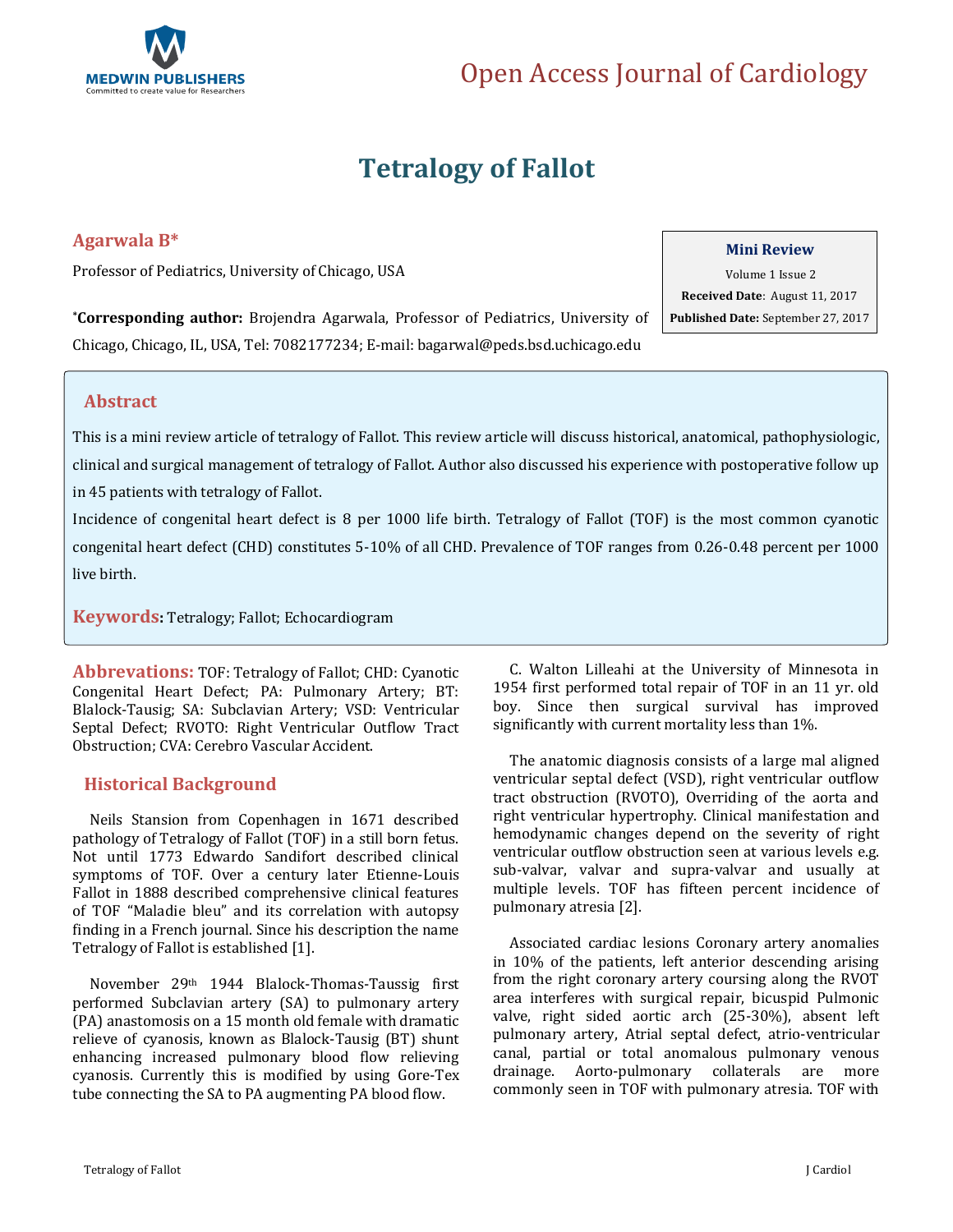# Tetralogy of Fallot

**Agarwala B***

Professor of Pediatrics, University of Chicago, USA

***Corresponding author:** Brojendra Agarwala, Professor of Pediatrics, University of Chicago, Chicago, IL, USA, Tel: 7082177234; E-mail: bagarwal@peds.bsd.uchicago.edu

**Mini Review**

Volume 1 Issue 2

**Received Date**: August 11, 2017

**Published Date:** September 27, 2017

## Abstract

This is a mini review article of tetralogy of Fallot. This review article will discuss historical, anatomical, pathophysiologic, clinical and surgical management of tetralogy of Fallot. Author also discussed his experience with postoperative follow up in 45 patients with tetralogy of Fallot.

Incidence of congenital heart defect is 8 per 1000 life birth. Tetralogy of Fallot (TOF) is the most common cyanotic congenital heart defect (CHD) constitutes 5-10% of all CHD. Prevalence of TOF ranges from 0.26-0.48 percent per 1000 live birth.

**Keywords:** Tetralogy; Fallot; Echocardiogram

**Abbrevations:** TOF: Tetralogy of Fallot; CHD: Cyanotic Congenital Heart Defect; PA: Pulmonary Artery; BT: Blalock-Tausig; SA: Subclavian Artery; VSD: Ventricular Septal Defect; RVOTO: Right Ventricular Outflow Tract Obstruction; CVA: Cerebro Vascular Accident.

## Historical Background

Neils Stansion from Copenhagen in 1671 described pathology of Tetralogy of Fallot (TOF) in a still born fetus. Not until 1773 Edwardo Sandifort described clinical symptoms of TOF. Over a century later Etienne-Louis Fallot in 1888 described comprehensive clinical features of TOF "Maladie bleu" and its correlation with autopsy finding in a French journal. Since his description the name Tetralogy of Fallot is established [1].

November 29th 1944 Blalock-Thomas-Taussig first performed Subclavian artery (SA) to pulmonary artery (PA) anastomosis on a 15 month old female with dramatic relieve of cyanosis, known as Blalock-Tausig (BT) shunt enhancing increased pulmonary blood flow relieving cyanosis. Currently this is modified by using Gore-Tex tube connecting the SA to PA augmenting PA blood flow.

C. Walton Lilleahi at the University of Minnesota in 1954 first performed total repair of TOF in an 11 yr. old boy. Since then surgical survival has improved significantly with current mortality less than 1%.

The anatomic diagnosis consists of a large mal aligned ventricular septal defect (VSD), right ventricular outflow tract obstruction (RVOTO), Overriding of the aorta and right ventricular hypertrophy. Clinical manifestation and hemodynamic changes depend on the severity of right ventricular outflow obstruction seen at various levels e.g. sub-valvar, valvar and supra-valvar and usually at multiple levels. TOF has fifteen percent incidence of pulmonary atresia [2].

Associated cardiac lesions Coronary artery anomalies in 10% of the patients, left anterior descending arising from the right coronary artery coursing along the RVOT area interferes with surgical repair, bicuspid Pulmonic valve, right sided aortic arch (25-30%), absent left pulmonary artery, Atrial septal defect, atrio-ventricular canal, partial or total anomalous pulmonary venous drainage. Aorto-pulmonary collaterals are more commonly seen in TOF with pulmonary atresia. TOF with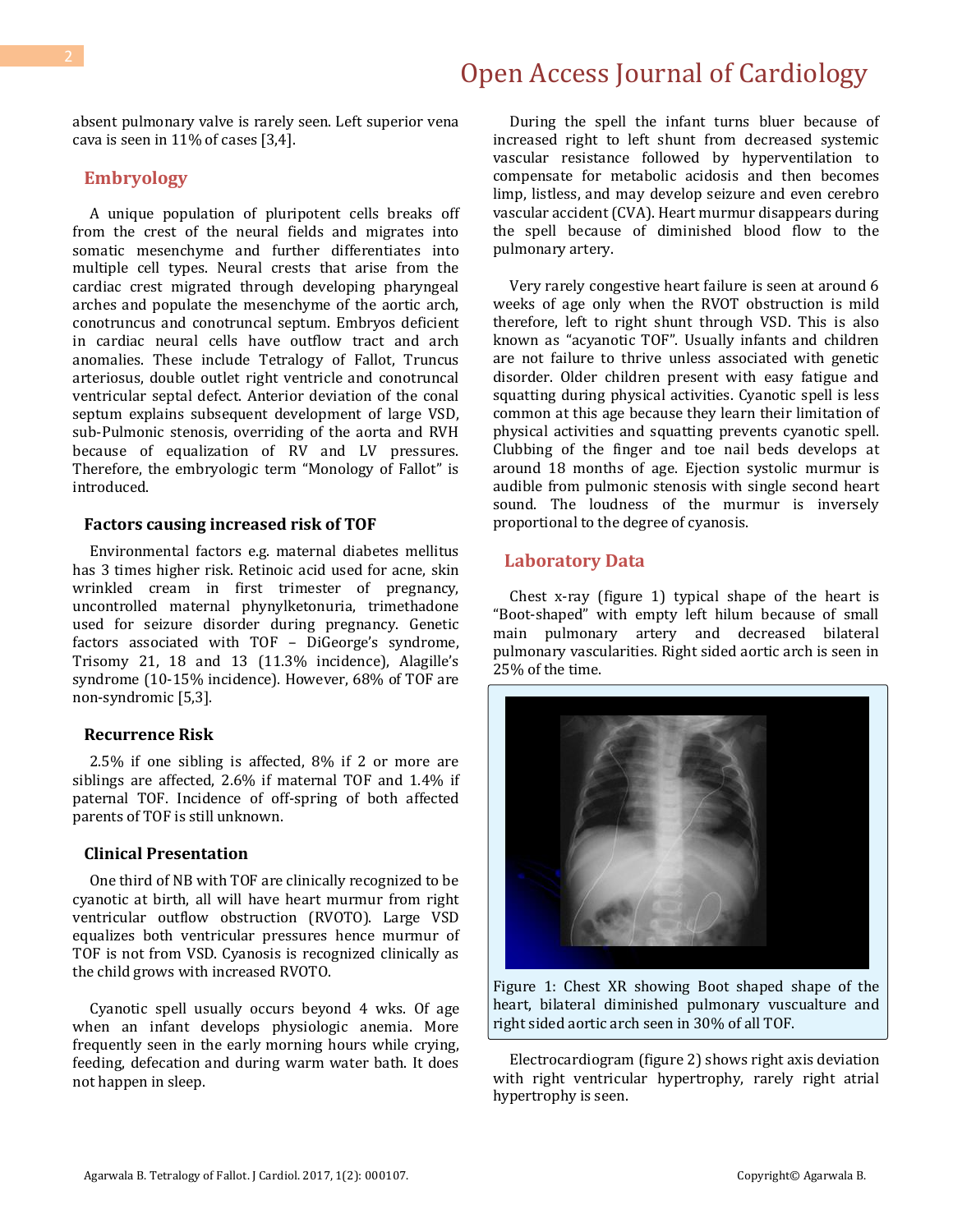absent pulmonary valve is rarely seen. Left superior vena cava is seen in 11% of cases [3,4].

## Embryology

A unique population of pluripotent cells breaks off from the crest of the neural fields and migrates into somatic mesenchyme and further differentiates into multiple cell types. Neural crests that arise from the cardiac crest migrated through developing pharyngeal arches and populate the mesenchyme of the aortic arch, conotruncus and conotruncal septum. Embryos deficient in cardiac neural cells have outflow tract and arch anomalies. These include Tetralogy of Fallot, Truncus arteriosus, double outlet right ventricle and conotruncal ventricular septal defect. Anterior deviation of the conal septum explains subsequent development of large VSD, sub-Pulmonic stenosis, overriding of the aorta and RVH because of equalization of RV and LV pressures. Therefore, the embryologic term "Monology of Fallot" is introduced.

### Factors causing increased risk of TOF

Environmental factors e.g. maternal diabetes mellitus has 3 times higher risk. Retinoic acid used for acne, skin wrinkled cream in first trimester of pregnancy, uncontrolled maternal phynylketonuria, trimethadone used for seizure disorder during pregnancy. Genetic factors associated with TOF – DiGeorge's syndrome, Trisomy 21, 18 and 13 (11.3% incidence), Alagille's syndrome (10-15% incidence). However, 68% of TOF are non-syndromic [5,3].

### Recurrence Risk

2.5% if one sibling is affected, 8% if 2 or more are siblings are affected, 2.6% if maternal TOF and 1.4% if paternal TOF. Incidence of off-spring of both affected parents of TOF is still unknown.

### Clinical Presentation

One third of NB with TOF are clinically recognized to be cyanotic at birth, all will have heart murmur from right ventricular outflow obstruction (RVOTO). Large VSD equalizes both ventricular pressures hence murmur of TOF is not from VSD. Cyanosis is recognized clinically as the child grows with increased RVOTO.

Cyanotic spell usually occurs beyond 4 wks. Of age when an infant develops physiologic anemia. More frequently seen in the early morning hours while crying, feeding, defecation and during warm water bath. It does not happen in sleep.

During the spell the infant turns bluer because of increased right to left shunt from decreased systemic vascular resistance followed by hyperventilation to compensate for metabolic acidosis and then becomes limp, listless, and may develop seizure and even cerebro vascular accident (CVA). Heart murmur disappears during the spell because of diminished blood flow to the pulmonary artery.

Very rarely congestive heart failure is seen at around 6 weeks of age only when the RVOT obstruction is mild therefore, left to right shunt through VSD. This is also known as "acyanotic TOF". Usually infants and children are not failure to thrive unless associated with genetic disorder. Older children present with easy fatigue and squatting during physical activities. Cyanotic spell is less common at this age because they learn their limitation of physical activities and squatting prevents cyanotic spell. Clubbing of the finger and toe nail beds develops at around 18 months of age. Ejection systolic murmur is audible from pulmonic stenosis with single second heart sound. The loudness of the murmur is inversely proportional to the degree of cyanosis.

## Laboratory Data

Chest x-ray (figure 1) typical shape of the heart is "Boot-shaped" with empty left hilum because of small main pulmonary artery and decreased bilateral pulmonary vascularities. Right sided aortic arch is seen in 25% of the time.

Figure 1: Chest XR showing Boot shaped shape of the heart, bilateral diminished pulmonary vuscualture and right sided aortic arch seen in 30% of all TOF.

Electrocardiogram (figure 2) shows right axis deviation with right ventricular hypertrophy, rarely right atrial hypertrophy is seen.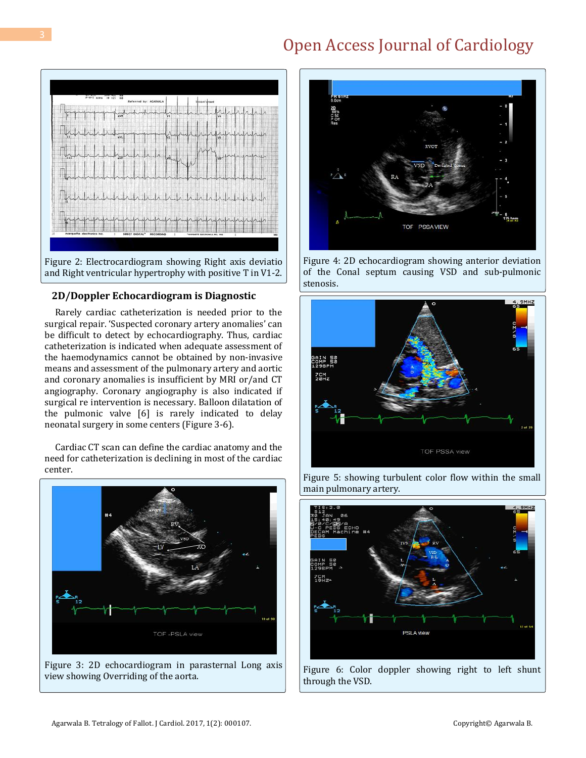Figure 2: Electrocardiogram showing Right axis deviatio and Right ventricular hypertrophy with positive T in V1-2.

## 2D/Doppler Echocardiogram is Diagnostic

Rarely cardiac catheterization is needed prior to the surgical repair. 'Suspected coronary artery anomalies' can be difficult to detect by echocardiography. Thus, cardiac catheterization is indicated when adequate assessment of the haemodynamics cannot be obtained by non-invasive means and assessment of the pulmonary artery and aortic and coronary anomalies is insufficient by MRI or/and CT angiography. Coronary angiography is also indicated if surgical re intervention is necessary. Balloon dilatation of the pulmonic valve [6] is rarely indicated to delay neonatal surgery in some centers (Figure 3-6).

Cardiac CT scan can define the cardiac anatomy and the need for catheterization is declining in most of the cardiac center.

Figure 3: 2D echocardiogram in parasternal Long axis view showing Overriding of the aorta.

Figure 4: 2D echocardiogram showing anterior deviation of the Conal septum causing VSD and sub-pulmonic stenosis.

Figure 5: showing turbulent color flow within the small main pulmonary artery.

Figure 6: Color doppler showing right to left shunt through the VSD.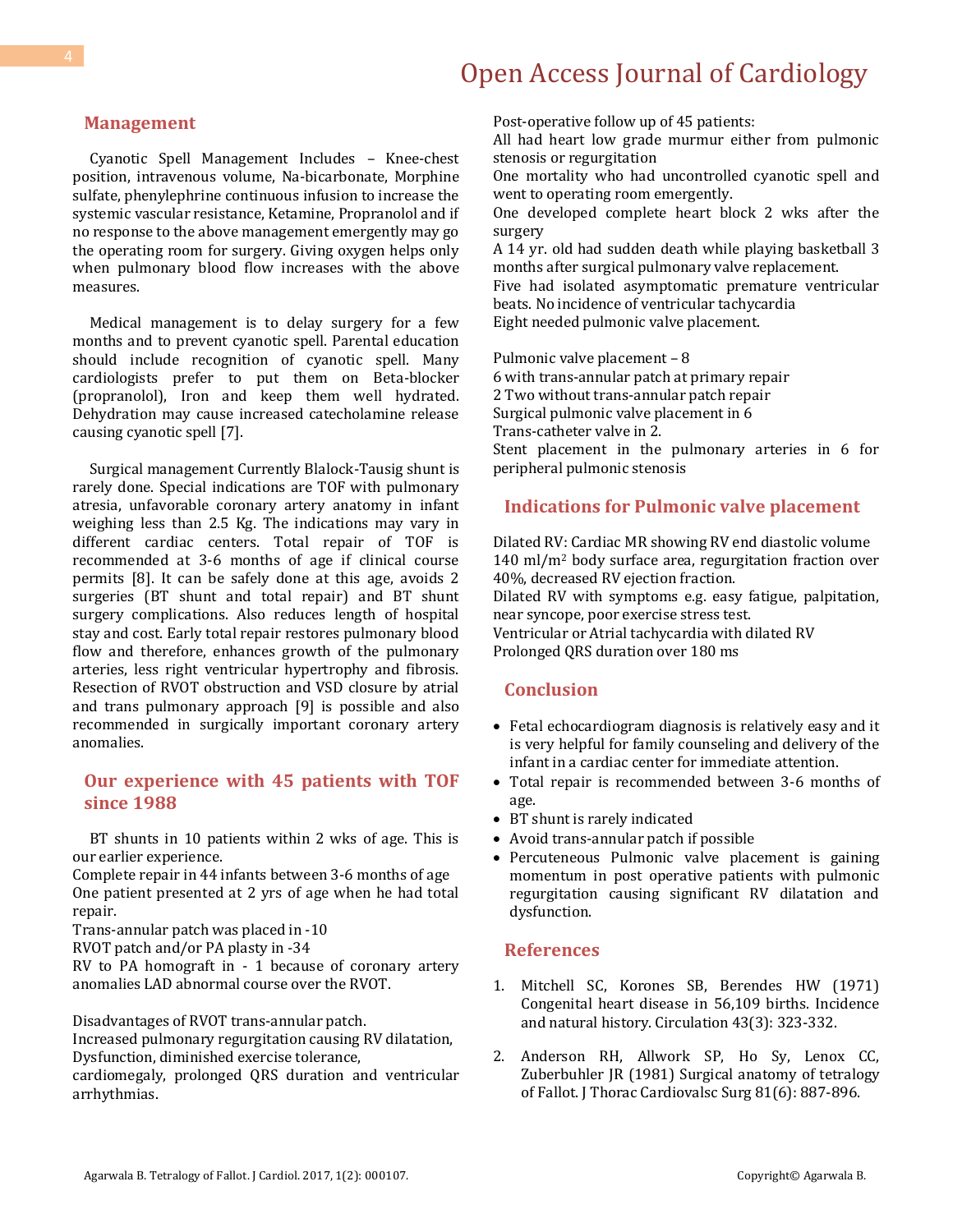## Management

Cyanotic Spell Management Includes – Knee-chest position, intravenous volume, Na-bicarbonate, Morphine sulfate, phenylephrine continuous infusion to increase the systemic vascular resistance, Ketamine, Propranolol and if no response to the above management emergently may go the operating room for surgery. Giving oxygen helps only when pulmonary blood flow increases with the above measures.

Medical management is to delay surgery for a few months and to prevent cyanotic spell. Parental education should include recognition of cyanotic spell. Many cardiologists prefer to put them on Beta-blocker (propranolol), Iron and keep them well hydrated. Dehydration may cause increased catecholamine release causing cyanotic spell [7].

Surgical management Currently Blalock-Tausig shunt is rarely done. Special indications are TOF with pulmonary atresia, unfavorable coronary artery anatomy in infant weighing less than 2.5 Kg. The indications may vary in different cardiac centers. Total repair of TOF is recommended at 3-6 months of age if clinical course permits [8]. It can be safely done at this age, avoids 2 surgeries (BT shunt and total repair) and BT shunt surgery complications. Also reduces length of hospital stay and cost. Early total repair restores pulmonary blood flow and therefore, enhances growth of the pulmonary arteries, less right ventricular hypertrophy and fibrosis. Resection of RVOT obstruction and VSD closure by atrial and trans pulmonary approach [9] is possible and also recommended in surgically important coronary artery anomalies.

## Our experience with 45 patients with TOF since 1988

BT shunts in 10 patients within 2 wks of age. This is our earlier experience.
Complete repair in 44 infants between 3-6 months of age
One patient presented at 2 yrs of age when he had total repair.
Trans-annular patch was placed in -10
RVOT patch and/or PA plasty in -34
RV to PA homograft in - 1 because of coronary artery anomalies LAD abnormal course over the RVOT.

Disadvantages of RVOT trans-annular patch.
Increased pulmonary regurgitation causing RV dilatation,
Dysfunction, diminished exercise tolerance,
cardiomegaly, prolonged QRS duration and ventricular arrhythmias.

Post-operative follow up of 45 patients:
All had heart low grade murmur either from pulmonic stenosis or regurgitation
One mortality who had uncontrolled cyanotic spell and went to operating room emergently.
One developed complete heart block 2 wks after the surgery
A 14 yr. old had sudden death while playing basketball 3 months after surgical pulmonary valve replacement.
Five had isolated asymptomatic premature ventricular beats. No incidence of ventricular tachycardia
Eight needed pulmonic valve placement.

Pulmonic valve placement – 8
6 with trans-annular patch at primary repair
2 Two without trans-annular patch repair
Surgical pulmonic valve placement in 6
Trans-catheter valve in 2.
Stent placement in the pulmonary arteries in 6 for peripheral pulmonic stenosis

## Indications for Pulmonic valve placement

Dilated RV: Cardiac MR showing RV end diastolic volume 140 ml/m$^2$ body surface area, regurgitation fraction over 40%, decreased RV ejection fraction.
Dilated RV with symptoms e.g. easy fatigue, palpitation, near syncope, poor exercise stress test.
Ventricular or Atrial tachycardia with dilated RV
Prolonged QRS duration over 180 ms

## Conclusion

- Fetal echocardiogram diagnosis is relatively easy and it is very helpful for family counseling and delivery of the infant in a cardiac center for immediate attention.
- Total repair is recommended between 3-6 months of age.
- BT shunt is rarely indicated
- Avoid trans-annular patch if possible
- Percuteneous Pulmonic valve placement is gaining momentum in post operative patients with pulmonic regurgitation causing significant RV dilatation and dysfunction.

## References

1. Mitchell SC, Korones SB, Berendes HW (1971) Congenital heart disease in 56,109 births. Incidence and natural history. Circulation 43(3): 323-332.
2. Anderson RH, Allwork SP, Ho Sy, Lenox CC, Zuberbuhler JR (1981) Surgical anatomy of tetralogy of Fallot. J Thorac Cardiovalsc Surg 81(6): 887-896.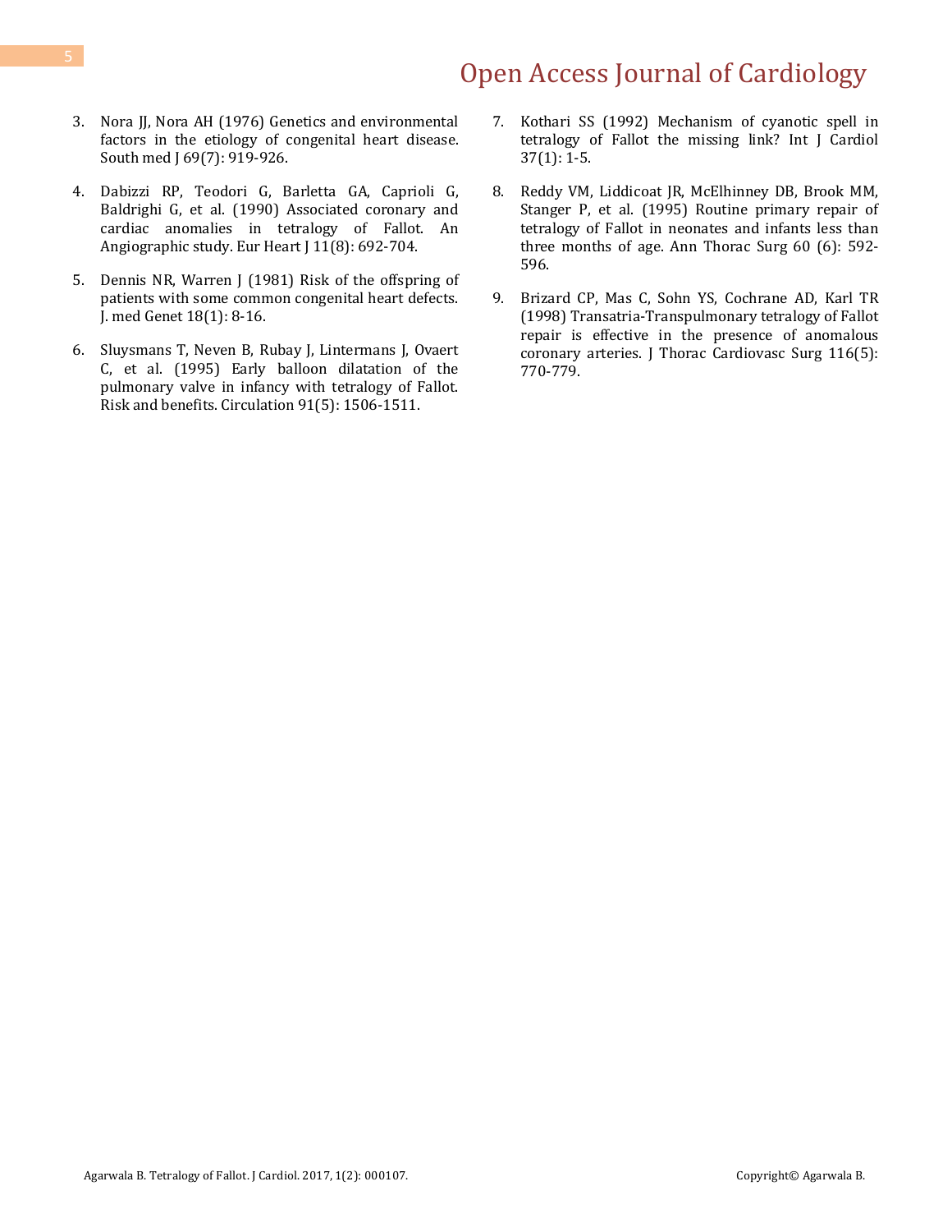3. Nora JJ, Nora AH (1976) Genetics and environmental factors in the etiology of congenital heart disease. South med J 69(7): 919-926.

4. Dabizzi RP, Teodori G, Barletta GA, Caprioli G, Baldrighi G, et al. (1990) Associated coronary and cardiac anomalies in tetralogy of Fallot. An Angiographic study. Eur Heart J 11(8): 692-704.

5. Dennis NR, Warren J (1981) Risk of the offspring of patients with some common congenital heart defects. J. med Genet 18(1): 8-16.

6. Sluysmans T, Neven B, Rubay J, Lintermans J, Ovaert C, et al. (1995) Early balloon dilatation of the pulmonary valve in infancy with tetralogy of Fallot. Risk and benefits. Circulation 91(5): 1506-1511.

7. Kothari SS (1992) Mechanism of cyanotic spell in tetralogy of Fallot the missing link? Int J Cardiol 37(1): 1-5.

8. Reddy VM, Liddicoat JR, McElhinney DB, Brook MM, Stanger P, et al. (1995) Routine primary repair of tetralogy of Fallot in neonates and infants less than three months of age. Ann Thorac Surg 60 (6): 592-596.

9. Brizard CP, Mas C, Sohn YS, Cochrane AD, Karl TR (1998) Transatria-Transpulmonary tetralogy of Fallot repair is effective in the presence of anomalous coronary arteries. J Thorac Cardiovasc Surg 116(5): 770-779.